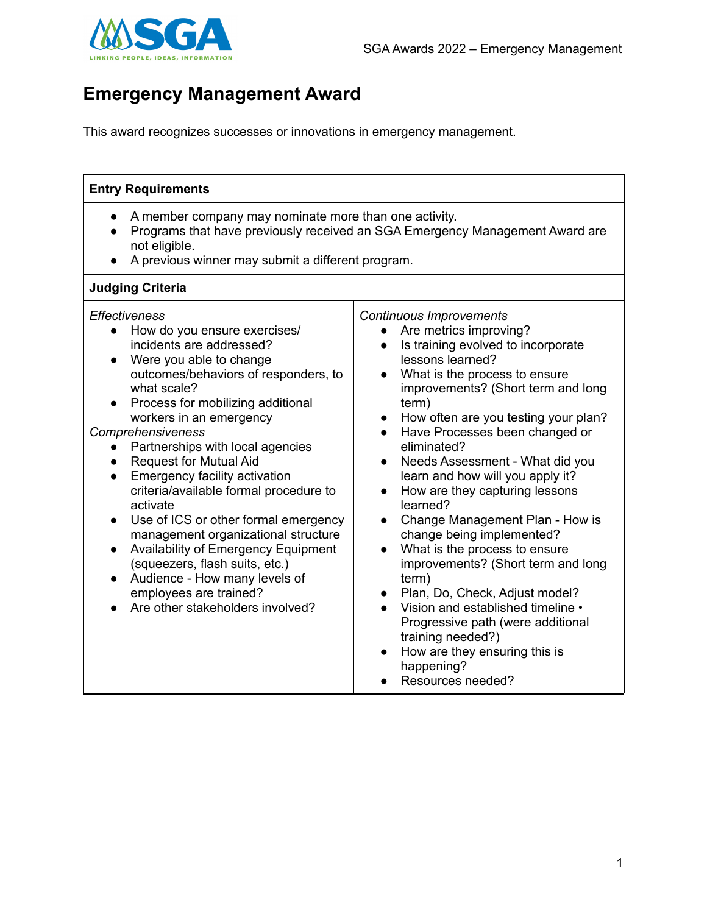# Emergency Management Award

This award recognizes successes or innovations in emergency management.

| **Entry Requirements** | |
|---|---|
| • A member company may nominate more than one activity.<br>• Programs that have previously received an SGA Emergency Management Award are not eligible.<br>• A previous winner may submit a different program. | |
| **Judging Criteria** | |
| *Effectiveness*<br>• How do you ensure exercises/ incidents are addressed?<br>• Were you able to change outcomes/behaviors of responders, to what scale?<br>• Process for mobilizing additional workers in an emergency<br>*Comprehensiveness*<br>• Partnerships with local agencies<br>• Request for Mutual Aid<br>• Emergency facility activation criteria/available formal procedure to activate<br>• Use of ICS or other formal emergency management organizational structure<br>• Availability of Emergency Equipment (squeezers, flash suits, etc.)<br>• Audience - How many levels of employees are trained?<br>• Are other stakeholders involved? | *Continuous Improvements*<br>• Are metrics improving?<br>• Is training evolved to incorporate lessons learned?<br>• What is the process to ensure improvements? (Short term and long term)<br>• How often are you testing your plan?<br>• Have Processes been changed or eliminated?<br>• Needs Assessment - What did you learn and how will you apply it?<br>• How are they capturing lessons learned?<br>• Change Management Plan - How is change being implemented?<br>• What is the process to ensure improvements? (Short term and long term)<br>• Plan, Do, Check, Adjust model?<br>• Vision and established timeline • Progressive path (were additional training needed?)<br>• How are they ensuring this is happening?<br>• Resources needed? |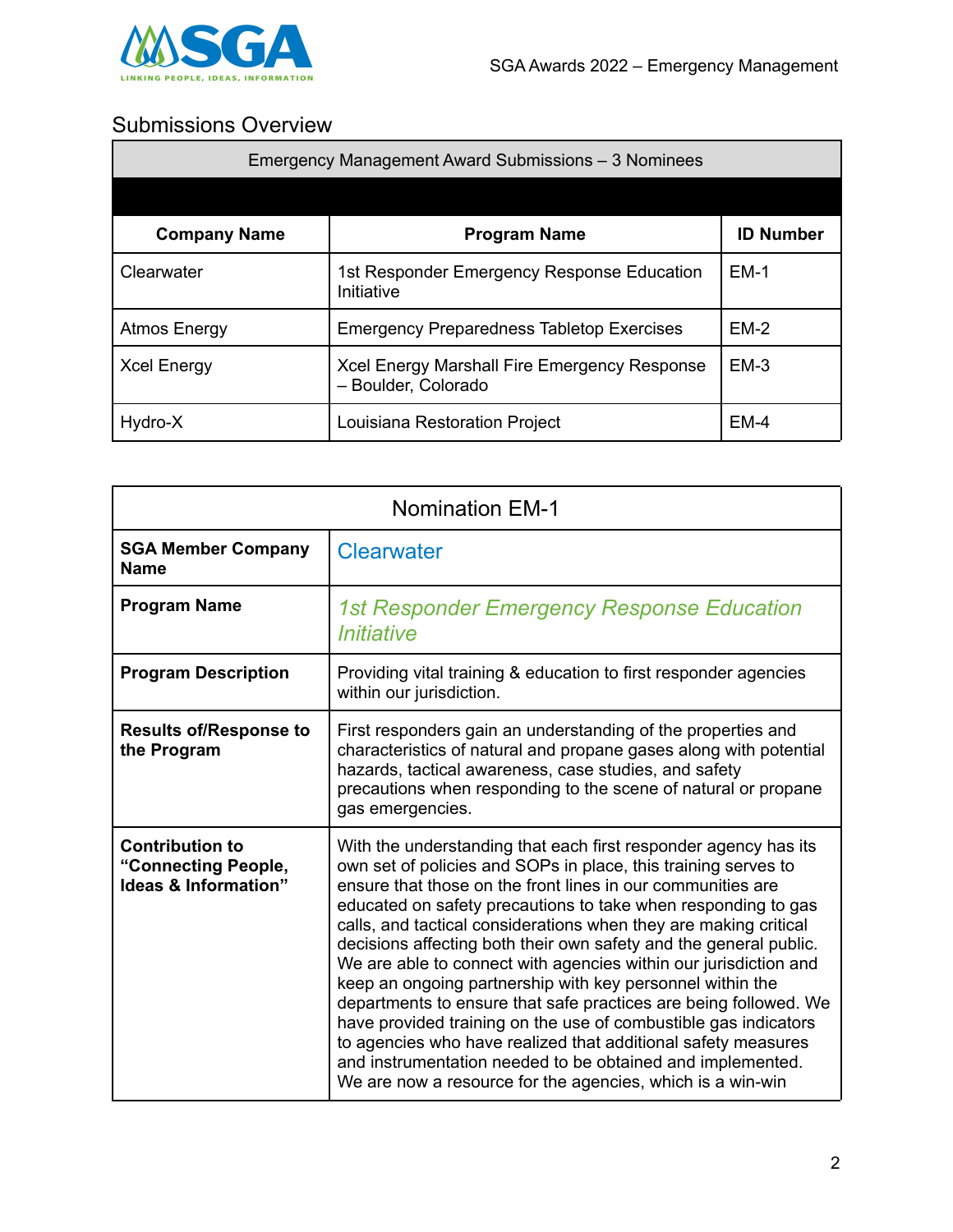## Submissions Overview

| Emergency Management Award Submissions – 3 Nominees | | |
|---|---|---|
| **Company Name** | **Program Name** | **ID Number** |
| Clearwater | 1st Responder Emergency Response Education Initiative | EM-1 |
| Atmos Energy | Emergency Preparedness Tabletop Exercises | EM-2 |
| Xcel Energy | Xcel Energy Marshall Fire Emergency Response – Boulder, Colorado | EM-3 |
| Hydro-X | Louisiana Restoration Project | EM-4 |

| Nomination EM-1 | |
|---|---|
| **SGA Member Company Name** | Clearwater |
| **Program Name** | *1st Responder Emergency Response Education Initiative* |
| **Program Description** | Providing vital training & education to first responder agencies within our jurisdiction. |
| **Results of/Response to the Program** | First responders gain an understanding of the properties and characteristics of natural and propane gases along with potential hazards, tactical awareness, case studies, and safety precautions when responding to the scene of natural or propane gas emergencies. |
| **Contribution to "Connecting People, Ideas & Information"** | With the understanding that each first responder agency has its own set of policies and SOPs in place, this training serves to ensure that those on the front lines in our communities are educated on safety precautions to take when responding to gas calls, and tactical considerations when they are making critical decisions affecting both their own safety and the general public. We are able to connect with agencies within our jurisdiction and keep an ongoing partnership with key personnel within the departments to ensure that safe practices are being followed. We have provided training on the use of combustible gas indicators to agencies who have realized that additional safety measures and instrumentation needed to be obtained and implemented. We are now a resource for the agencies, which is a win-win |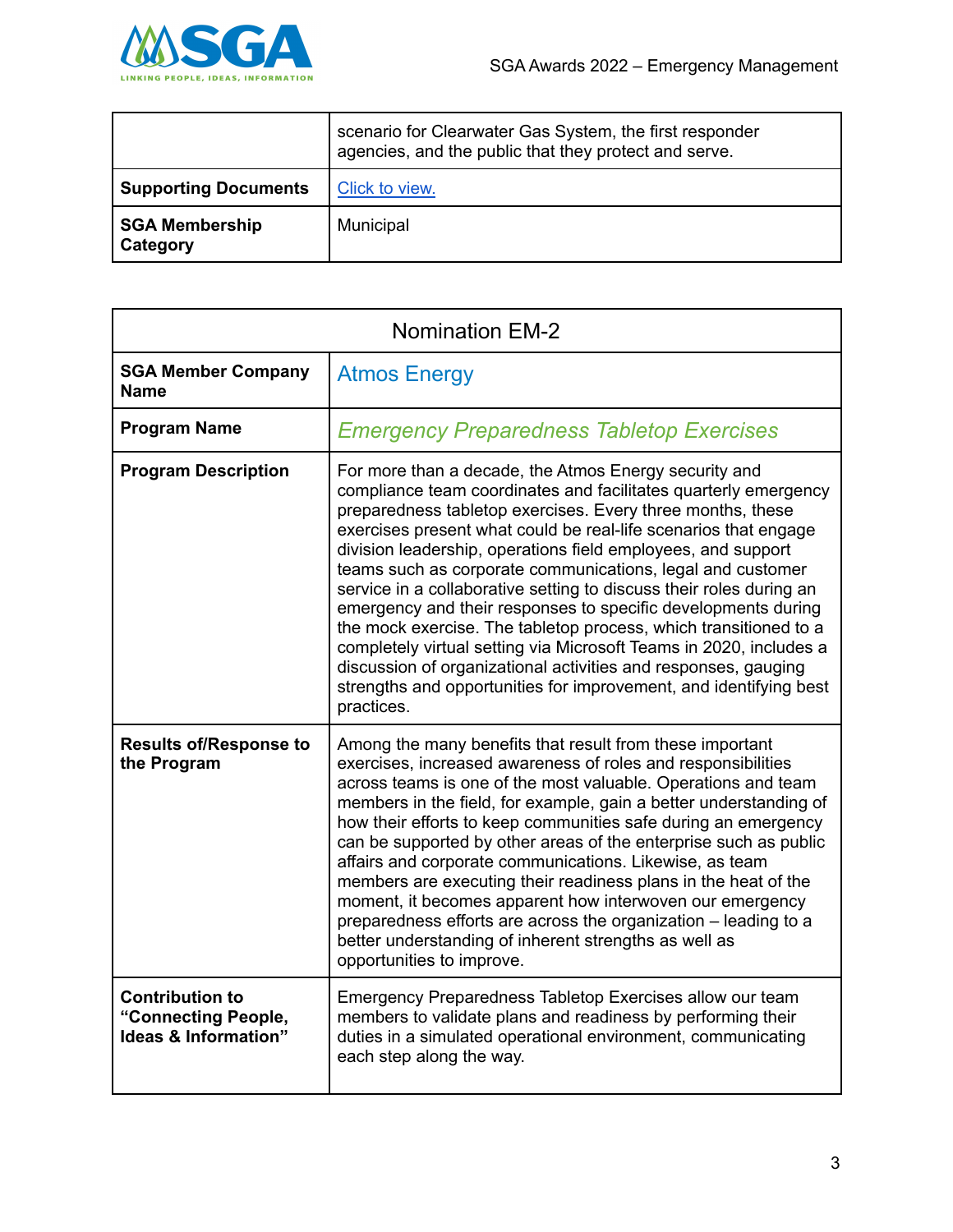| | |
|---|---|
| | scenario for Clearwater Gas System, the first responder agencies, and the public that they protect and serve. |
| **Supporting Documents** | Click to view. |
| **SGA Membership Category** | Municipal |

| Nomination EM-2 | |
|---|---|
| **SGA Member Company Name** | Atmos Energy |
| **Program Name** | *Emergency Preparedness Tabletop Exercises* |
| **Program Description** | For more than a decade, the Atmos Energy security and compliance team coordinates and facilitates quarterly emergency preparedness tabletop exercises. Every three months, these exercises present what could be real-life scenarios that engage division leadership, operations field employees, and support teams such as corporate communications, legal and customer service in a collaborative setting to discuss their roles during an emergency and their responses to specific developments during the mock exercise. The tabletop process, which transitioned to a completely virtual setting via Microsoft Teams in 2020, includes a discussion of organizational activities and responses, gauging strengths and opportunities for improvement, and identifying best practices. |
| **Results of/Response to the Program** | Among the many benefits that result from these important exercises, increased awareness of roles and responsibilities across teams is one of the most valuable. Operations and team members in the field, for example, gain a better understanding of how their efforts to keep communities safe during an emergency can be supported by other areas of the enterprise such as public affairs and corporate communications. Likewise, as team members are executing their readiness plans in the heat of the moment, it becomes apparent how interwoven our emergency preparedness efforts are across the organization – leading to a better understanding of inherent strengths as well as opportunities to improve. |
| **Contribution to "Connecting People, Ideas & Information"** | Emergency Preparedness Tabletop Exercises allow our team members to validate plans and readiness by performing their duties in a simulated operational environment, communicating each step along the way. |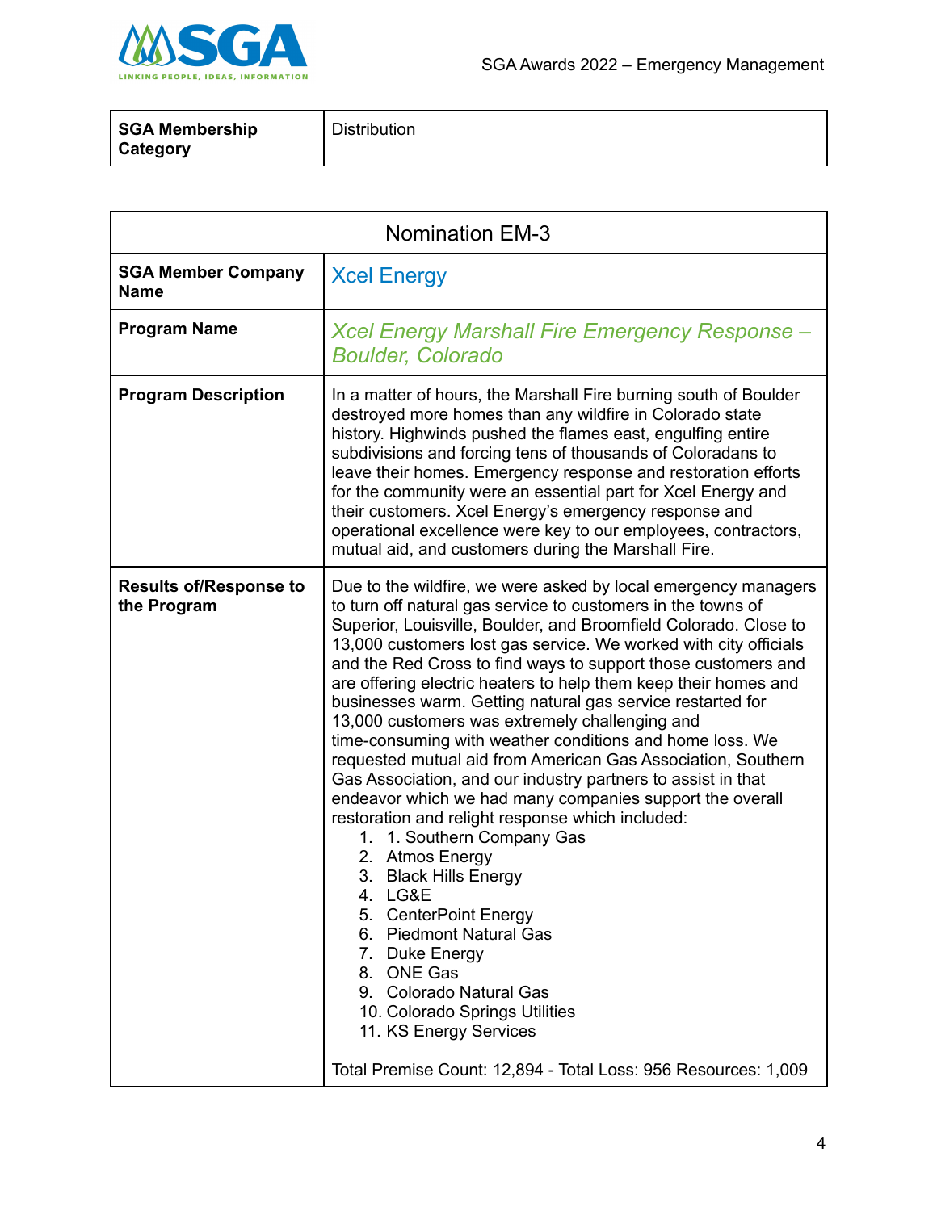| SGA Membership Category | Distribution |
|---|---|

| Nomination EM-3 | |
|---|---|
| **SGA Member Company Name** | Xcel Energy |
| **Program Name** | *Xcel Energy Marshall Fire Emergency Response – Boulder, Colorado* |
| **Program Description** | In a matter of hours, the Marshall Fire burning south of Boulder destroyed more homes than any wildfire in Colorado state history. Highwinds pushed the flames east, engulfing entire subdivisions and forcing tens of thousands of Coloradans to leave their homes. Emergency response and restoration efforts for the community were an essential part for Xcel Energy and their customers. Xcel Energy's emergency response and operational excellence were key to our employees, contractors, mutual aid, and customers during the Marshall Fire. |
| **Results of/Response to the Program** | Due to the wildfire, we were asked by local emergency managers to turn off natural gas service to customers in the towns of Superior, Louisville, Boulder, and Broomfield Colorado. Close to 13,000 customers lost gas service. We worked with city officials and the Red Cross to find ways to support those customers and are offering electric heaters to help them keep their homes and businesses warm. Getting natural gas service restarted for 13,000 customers was extremely challenging and time-consuming with weather conditions and home loss. We requested mutual aid from American Gas Association, Southern Gas Association, and our industry partners to assist in that endeavor which we had many companies support the overall restoration and relight response which included:<br>1. 1. Southern Company Gas<br>2. Atmos Energy<br>3. Black Hills Energy<br>4. LG&E<br>5. CenterPoint Energy<br>6. Piedmont Natural Gas<br>7. Duke Energy<br>8. ONE Gas<br>9. Colorado Natural Gas<br>10. Colorado Springs Utilities<br>11. KS Energy Services<br><br>Total Premise Count: 12,894 - Total Loss: 956 Resources: 1,009 |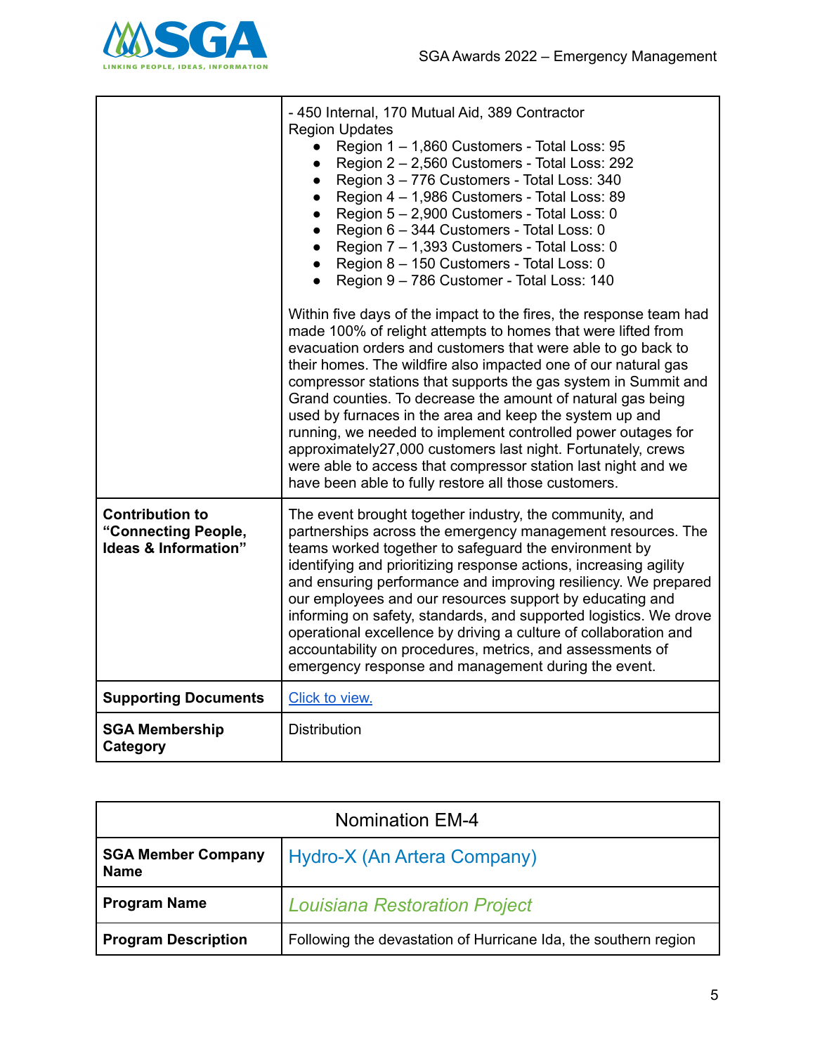| | |
|---|---|
| | - 450 Internal, 170 Mutual Aid, 389 Contractor<br>Region Updates<br>● Region 1 – 1,860 Customers - Total Loss: 95<br>● Region 2 – 2,560 Customers - Total Loss: 292<br>● Region 3 – 776 Customers - Total Loss: 340<br>● Region 4 – 1,986 Customers - Total Loss: 89<br>● Region 5 – 2,900 Customers - Total Loss: 0<br>● Region 6 – 344 Customers - Total Loss: 0<br>● Region 7 – 1,393 Customers - Total Loss: 0<br>● Region 8 – 150 Customers - Total Loss: 0<br>● Region 9 – 786 Customer - Total Loss: 140<br><br>Within five days of the impact to the fires, the response team had made 100% of relight attempts to homes that were lifted from evacuation orders and customers that were able to go back to their homes. The wildfire also impacted one of our natural gas compressor stations that supports the gas system in Summit and Grand counties. To decrease the amount of natural gas being used by furnaces in the area and keep the system up and running, we needed to implement controlled power outages for approximately27,000 customers last night. Fortunately, crews were able to access that compressor station last night and we have been able to fully restore all those customers. |
| **Contribution to "Connecting People, Ideas & Information"** | The event brought together industry, the community, and partnerships across the emergency management resources. The teams worked together to safeguard the environment by identifying and prioritizing response actions, increasing agility and ensuring performance and improving resiliency. We prepared our employees and our resources support by educating and informing on safety, standards, and supported logistics. We drove operational excellence by driving a culture of collaboration and accountability on procedures, metrics, and assessments of emergency response and management during the event. |
| **Supporting Documents** | Click to view. |
| **SGA Membership Category** | Distribution |

| Nomination EM-4 | |
|---|---|
| **SGA Member Company Name** | Hydro-X (An Artera Company) |
| **Program Name** | *Louisiana Restoration Project* |
| **Program Description** | Following the devastation of Hurricane Ida, the southern region |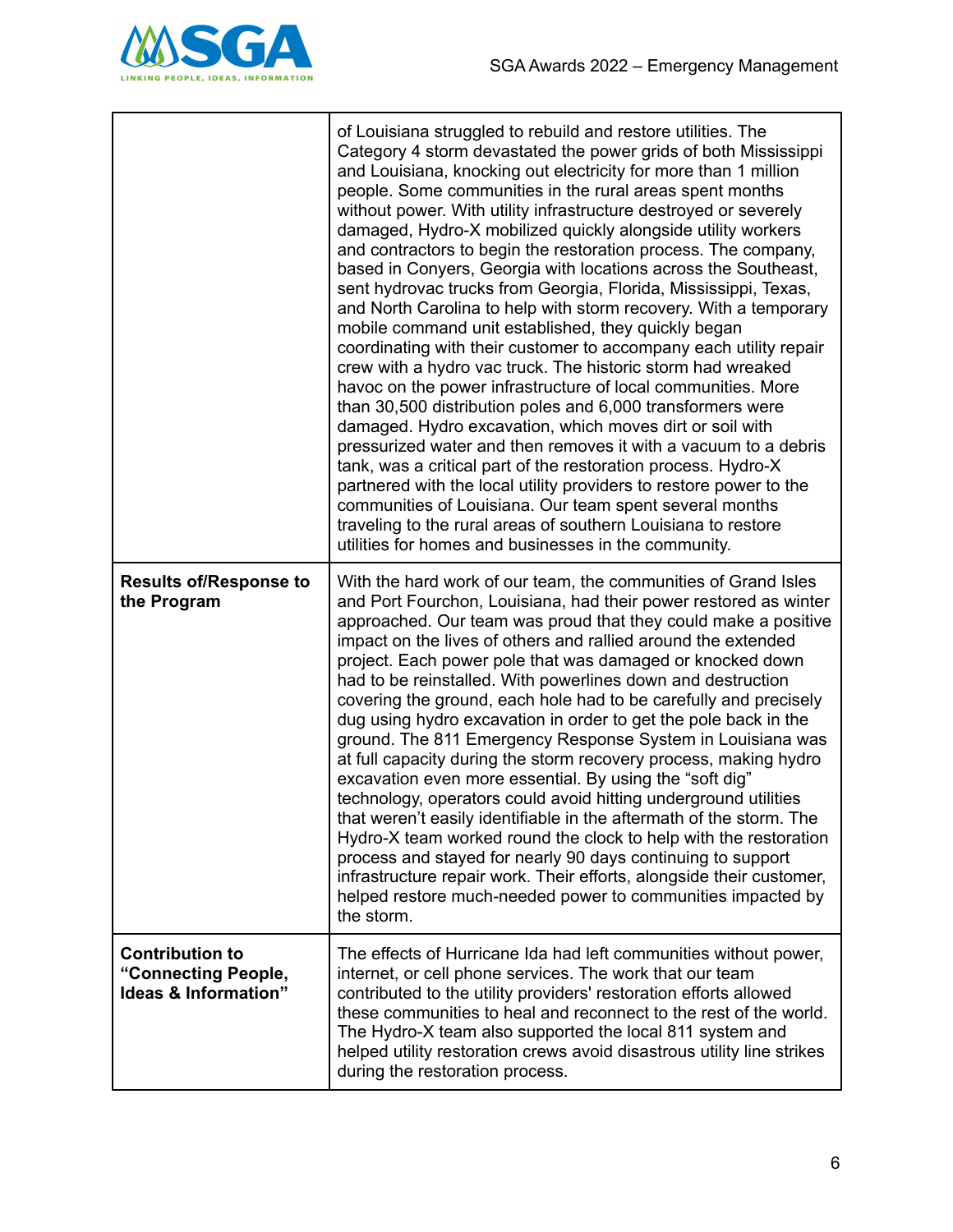| | |
|---|---|
| | of Louisiana struggled to rebuild and restore utilities. The Category 4 storm devastated the power grids of both Mississippi and Louisiana, knocking out electricity for more than 1 million people. Some communities in the rural areas spent months without power. With utility infrastructure destroyed or severely damaged, Hydro-X mobilized quickly alongside utility workers and contractors to begin the restoration process. The company, based in Conyers, Georgia with locations across the Southeast, sent hydrovac trucks from Georgia, Florida, Mississippi, Texas, and North Carolina to help with storm recovery. With a temporary mobile command unit established, they quickly began coordinating with their customer to accompany each utility repair crew with a hydro vac truck. The historic storm had wreaked havoc on the power infrastructure of local communities. More than 30,500 distribution poles and 6,000 transformers were damaged. Hydro excavation, which moves dirt or soil with pressurized water and then removes it with a vacuum to a debris tank, was a critical part of the restoration process. Hydro-X partnered with the local utility providers to restore power to the communities of Louisiana. Our team spent several months traveling to the rural areas of southern Louisiana to restore utilities for homes and businesses in the community. |
| **Results of/Response to the Program** | With the hard work of our team, the communities of Grand Isles and Port Fourchon, Louisiana, had their power restored as winter approached. Our team was proud that they could make a positive impact on the lives of others and rallied around the extended project. Each power pole that was damaged or knocked down had to be reinstalled. With powerlines down and destruction covering the ground, each hole had to be carefully and precisely dug using hydro excavation in order to get the pole back in the ground. The 811 Emergency Response System in Louisiana was at full capacity during the storm recovery process, making hydro excavation even more essential. By using the "soft dig" technology, operators could avoid hitting underground utilities that weren't easily identifiable in the aftermath of the storm. The Hydro-X team worked round the clock to help with the restoration process and stayed for nearly 90 days continuing to support infrastructure repair work. Their efforts, alongside their customer, helped restore much-needed power to communities impacted by the storm. |
| **Contribution to "Connecting People, Ideas & Information"** | The effects of Hurricane Ida had left communities without power, internet, or cell phone services. The work that our team contributed to the utility providers' restoration efforts allowed these communities to heal and reconnect to the rest of the world. The Hydro-X team also supported the local 811 system and helped utility restoration crews avoid disastrous utility line strikes during the restoration process. |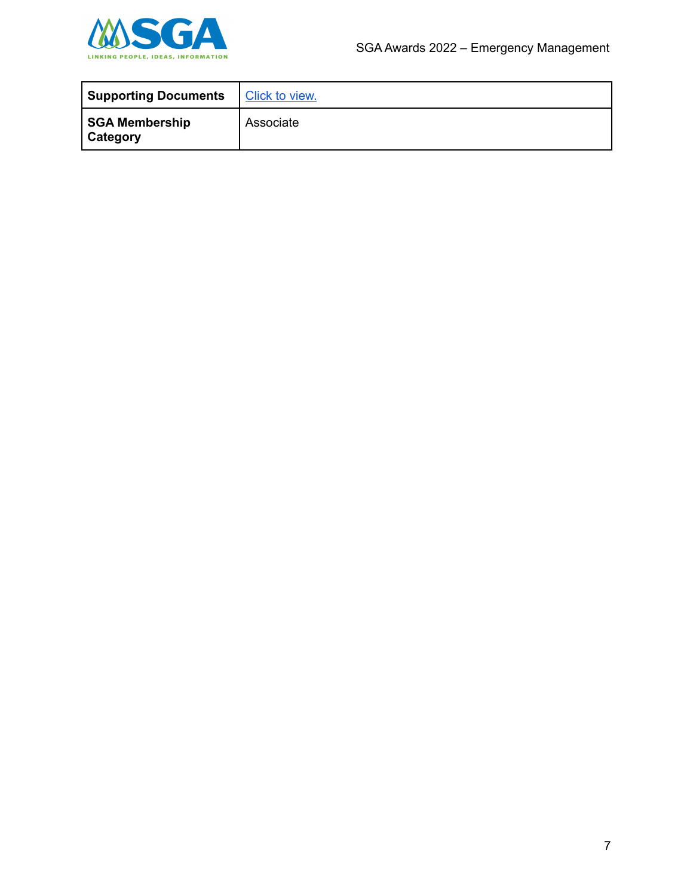| | |
|---|---|
| **Supporting Documents** | Click to view. |
| **SGA Membership Category** | Associate |